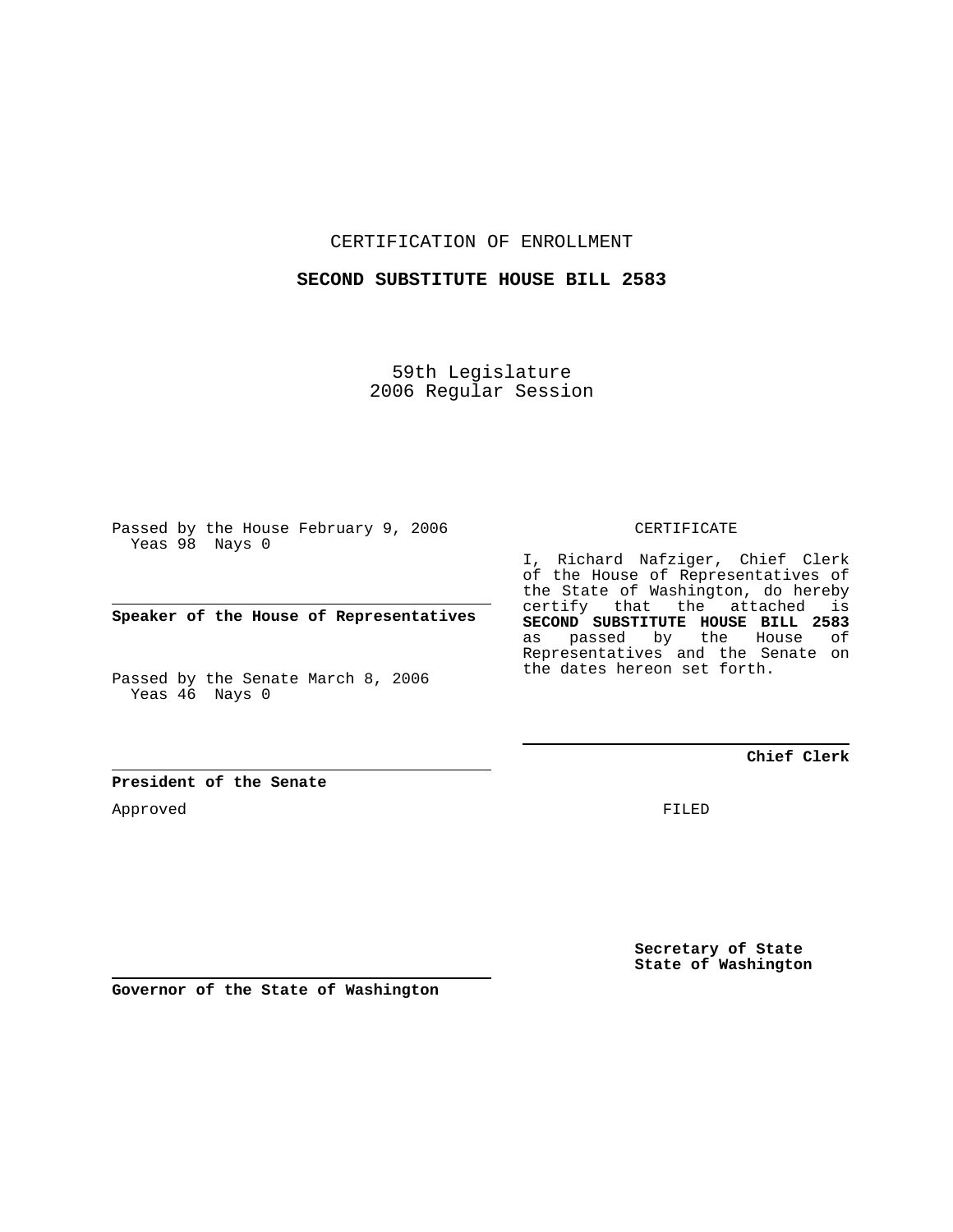CERTIFICATION OF ENROLLMENT

**SECOND SUBSTITUTE HOUSE BILL 2583**

59th Legislature
2006 Regular Session

Passed by the House February 9, 2006
Yeas 98 Nays 0

**Speaker of the House of Representatives**

Passed by the Senate March 8, 2006
Yeas 46 Nays 0

**President of the Senate**

Approved

**Governor of the State of Washington**

CERTIFICATE

I, Richard Nafziger, Chief Clerk of the House of Representatives of the State of Washington, do hereby certify that the attached is **SECOND SUBSTITUTE HOUSE BILL 2583** as passed by the House of Representatives and the Senate on the dates hereon set forth.

**Chief Clerk**

FILED

**Secretary of State**
**State of Washington**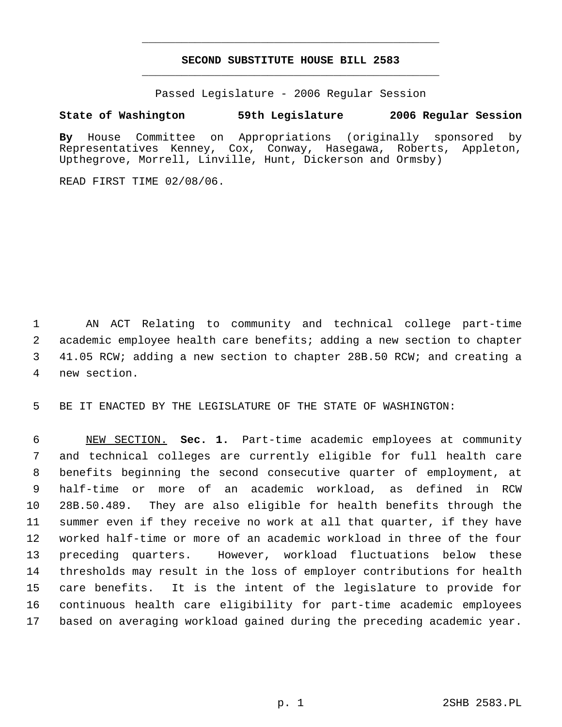# SECOND SUBSTITUTE HOUSE BILL 2583

Passed Legislature - 2006 Regular Session

**State of Washington 59th Legislature 2006 Regular Session**

**By** House Committee on Appropriations (originally sponsored by Representatives Kenney, Cox, Conway, Hasegawa, Roberts, Appleton, Upthegrove, Morrell, Linville, Hunt, Dickerson and Ormsby)

READ FIRST TIME 02/08/06.

AN ACT Relating to community and technical college part-time academic employee health care benefits; adding a new section to chapter 41.05 RCW; adding a new section to chapter 28B.50 RCW; and creating a new section.

BE IT ENACTED BY THE LEGISLATURE OF THE STATE OF WASHINGTON:

NEW SECTION. **Sec. 1.** Part-time academic employees at community and technical colleges are currently eligible for full health care benefits beginning the second consecutive quarter of employment, at half-time or more of an academic workload, as defined in RCW 28B.50.489. They are also eligible for health benefits through the summer even if they receive no work at all that quarter, if they have worked half-time or more of an academic workload in three of the four preceding quarters. However, workload fluctuations below these thresholds may result in the loss of employer contributions for health care benefits. It is the intent of the legislature to provide for continuous health care eligibility for part-time academic employees based on averaging workload gained during the preceding academic year.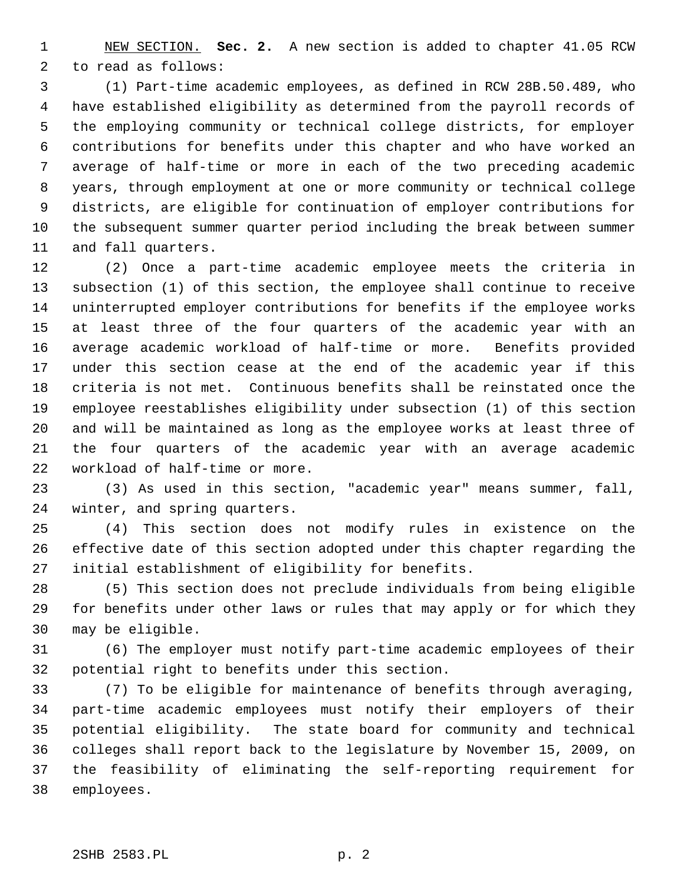NEW SECTION. **Sec. 2.** A new section is added to chapter 41.05 RCW to read as follows:

(1) Part-time academic employees, as defined in RCW 28B.50.489, who have established eligibility as determined from the payroll records of the employing community or technical college districts, for employer contributions for benefits under this chapter and who have worked an average of half-time or more in each of the two preceding academic years, through employment at one or more community or technical college districts, are eligible for continuation of employer contributions for the subsequent summer quarter period including the break between summer and fall quarters.

(2) Once a part-time academic employee meets the criteria in subsection (1) of this section, the employee shall continue to receive uninterrupted employer contributions for benefits if the employee works at least three of the four quarters of the academic year with an average academic workload of half-time or more. Benefits provided under this section cease at the end of the academic year if this criteria is not met. Continuous benefits shall be reinstated once the employee reestablishes eligibility under subsection (1) of this section and will be maintained as long as the employee works at least three of the four quarters of the academic year with an average academic workload of half-time or more.

(3) As used in this section, "academic year" means summer, fall, winter, and spring quarters.

(4) This section does not modify rules in existence on the effective date of this section adopted under this chapter regarding the initial establishment of eligibility for benefits.

(5) This section does not preclude individuals from being eligible for benefits under other laws or rules that may apply or for which they may be eligible.

(6) The employer must notify part-time academic employees of their potential right to benefits under this section.

(7) To be eligible for maintenance of benefits through averaging, part-time academic employees must notify their employers of their potential eligibility. The state board for community and technical colleges shall report back to the legislature by November 15, 2009, on the feasibility of eliminating the self-reporting requirement for employees.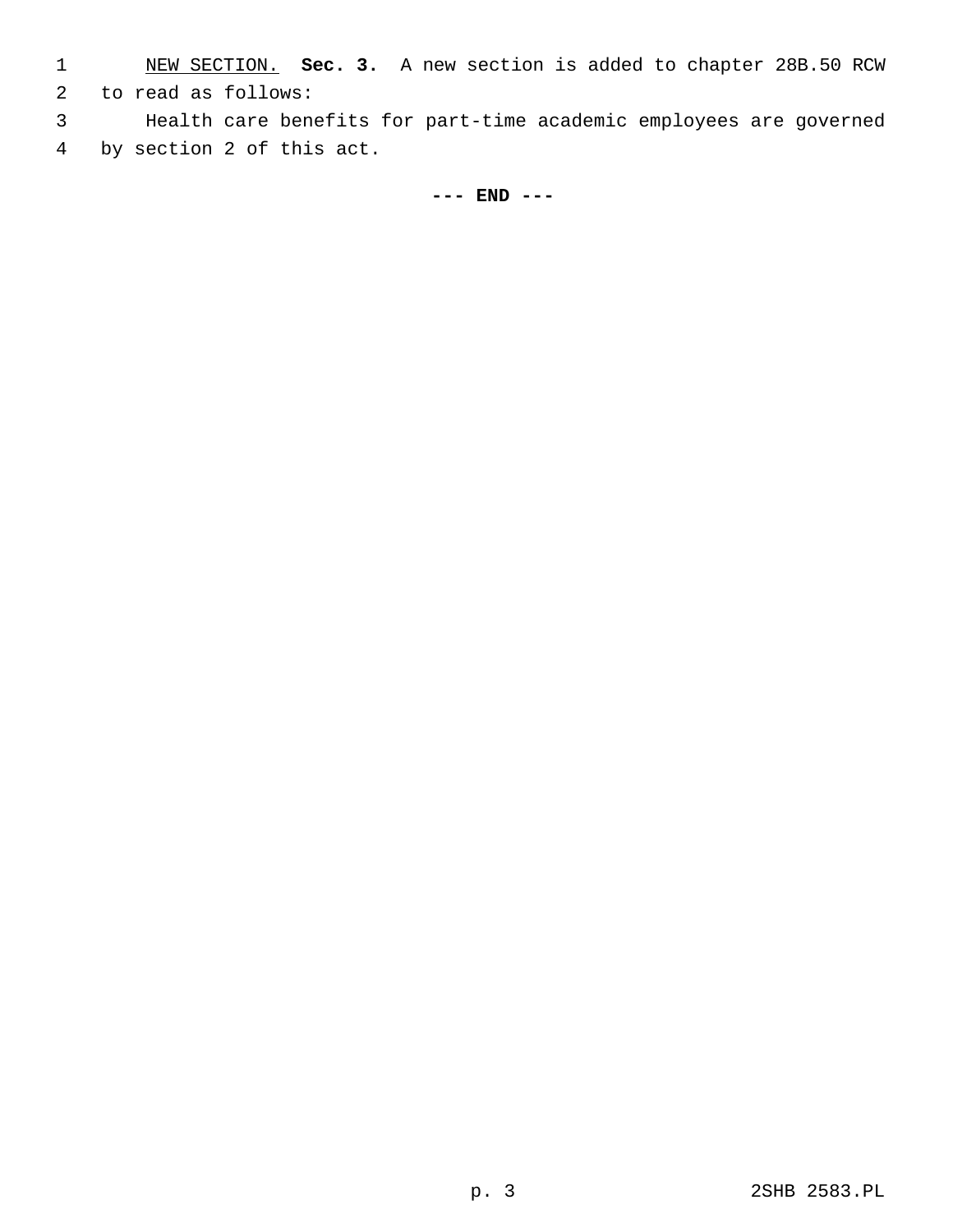NEW SECTION. **Sec. 3.** A new section is added to chapter 28B.50 RCW to read as follows:

Health care benefits for part-time academic employees are governed by section 2 of this act.

**--- END ---**